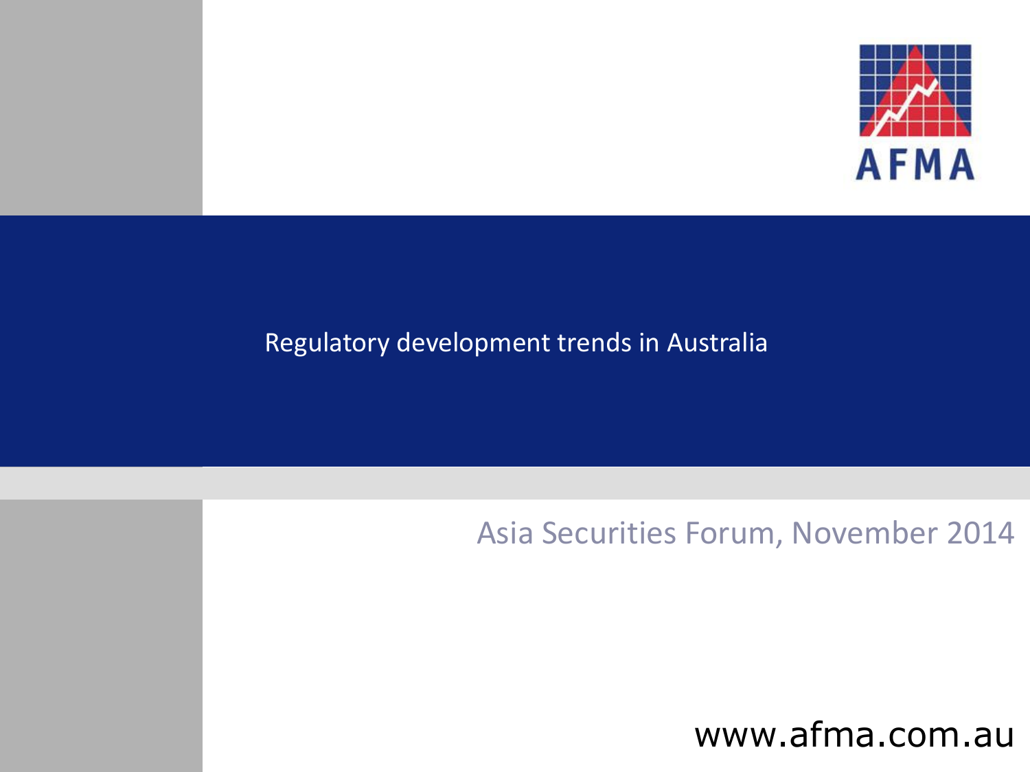AFMA

# Regulatory development trends in Australia

Asia Securities Forum, November 2014

www.afma.com.au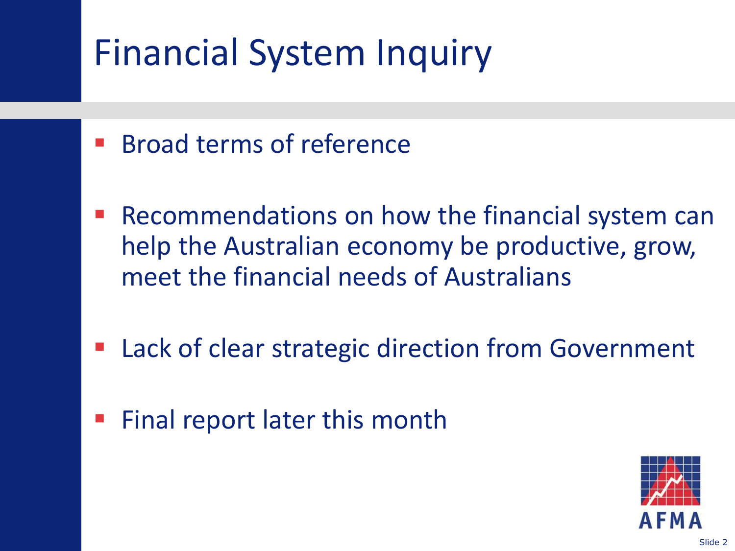# Financial System Inquiry

- Broad terms of reference
- Recommendations on how the financial system can help the Australian economy be productive, grow, meet the financial needs of Australians
- Lack of clear strategic direction from Government
- Final report later this month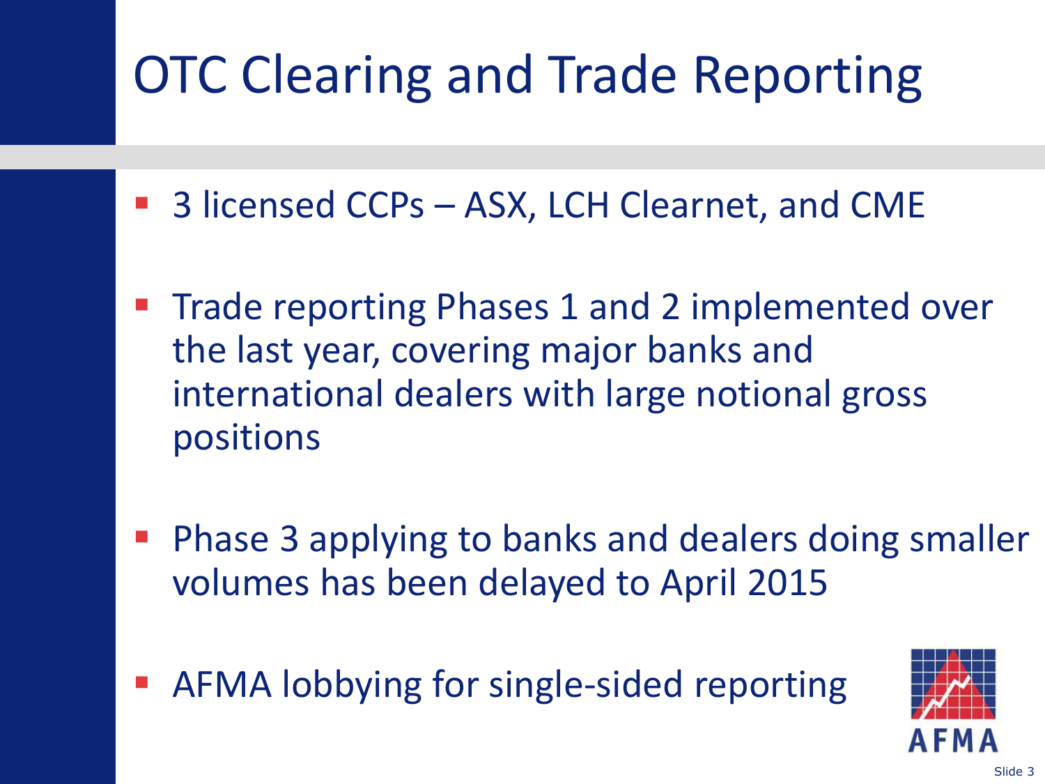# OTC Clearing and Trade Reporting

- 3 licensed CCPs – ASX, LCH Clearnet, and CME
- Trade reporting Phases 1 and 2 implemented over the last year, covering major banks and international dealers with large notional gross positions
- Phase 3 applying to banks and dealers doing smaller volumes has been delayed to April 2015
- AFMA lobbying for single-sided reporting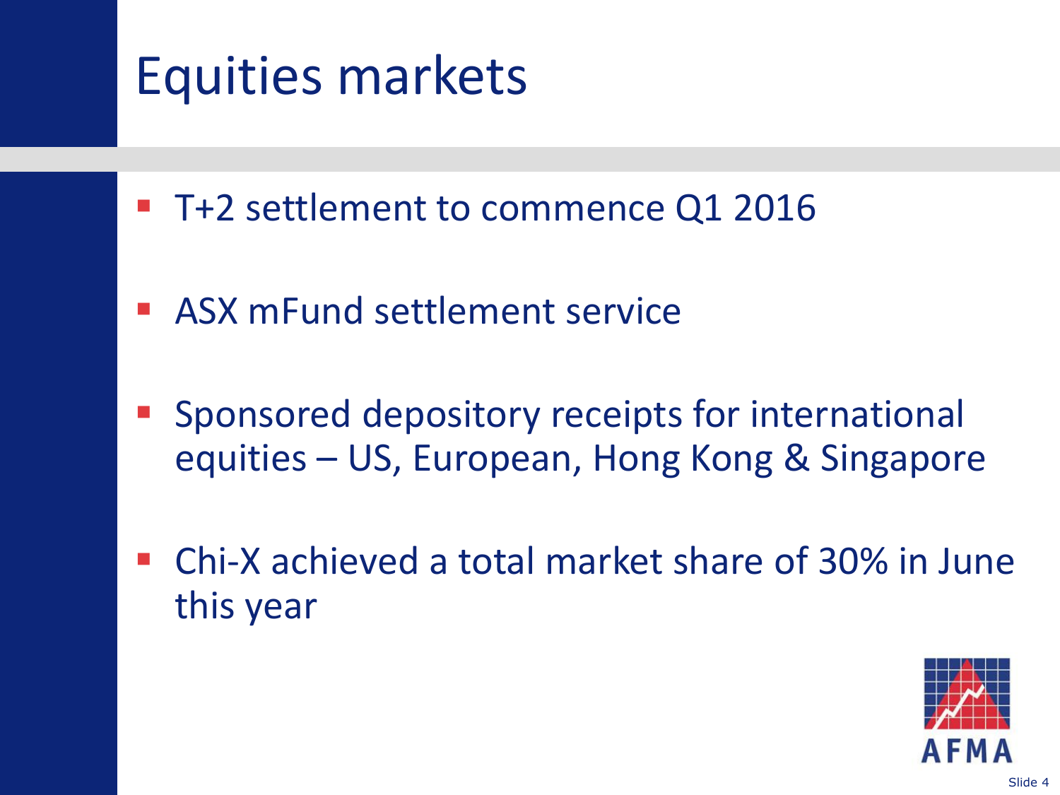# Equities markets

- T+2 settlement to commence Q1 2016
- ASX mFund settlement service
- Sponsored depository receipts for international equities – US, European, Hong Kong & Singapore
- Chi-X achieved a total market share of 30% in June this year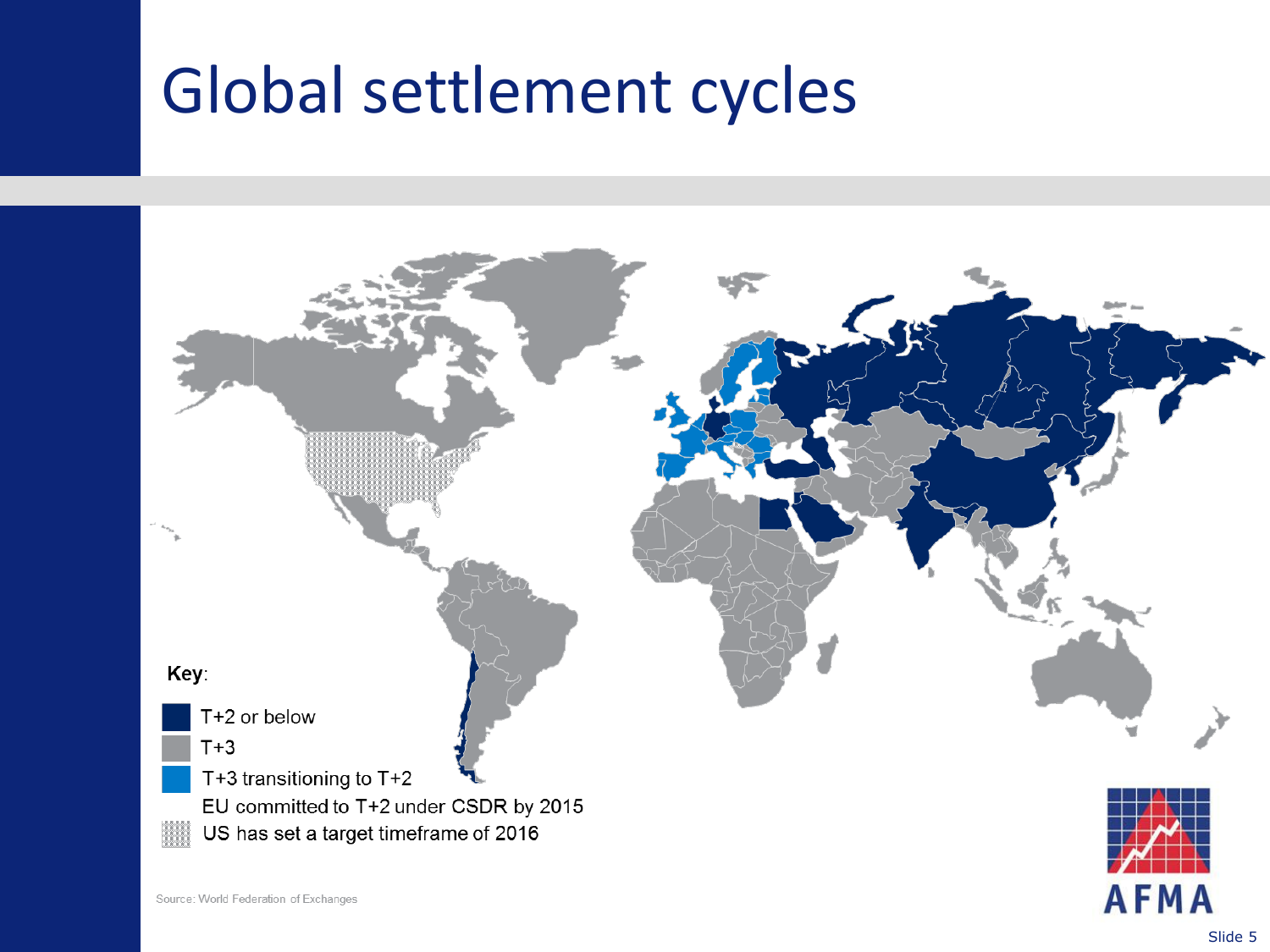# Global settlement cycles

**Key**:

- T+2 or below
- T+3
- T+3 transitioning to T+2
  EU committed to T+2 under CSDR by 2015
- US has set a target timeframe of 2016

Source: World Federation of Exchanges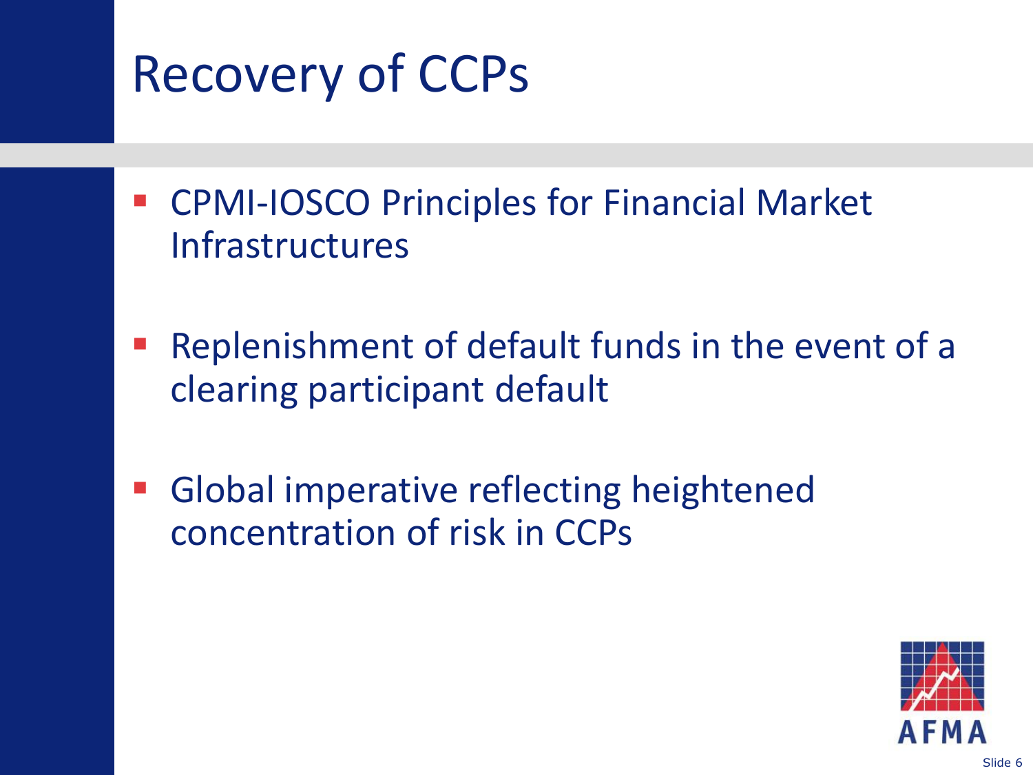# Recovery of CCPs

- CPMI-IOSCO Principles for Financial Market Infrastructures
- Replenishment of default funds in the event of a clearing participant default
- Global imperative reflecting heightened concentration of risk in CCPs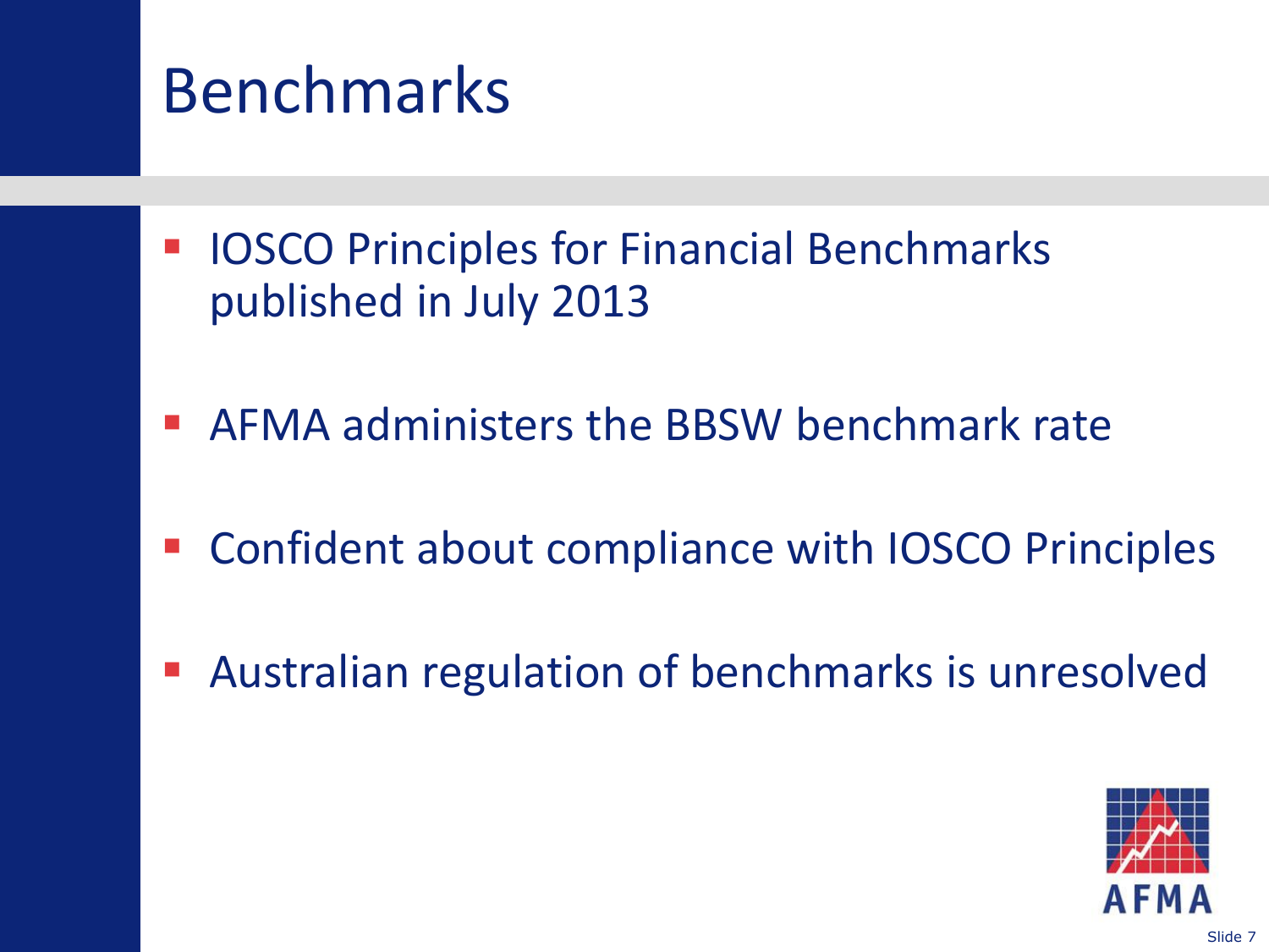# Benchmarks

- IOSCO Principles for Financial Benchmarks published in July 2013
- AFMA administers the BBSW benchmark rate
- Confident about compliance with IOSCO Principles
- Australian regulation of benchmarks is unresolved